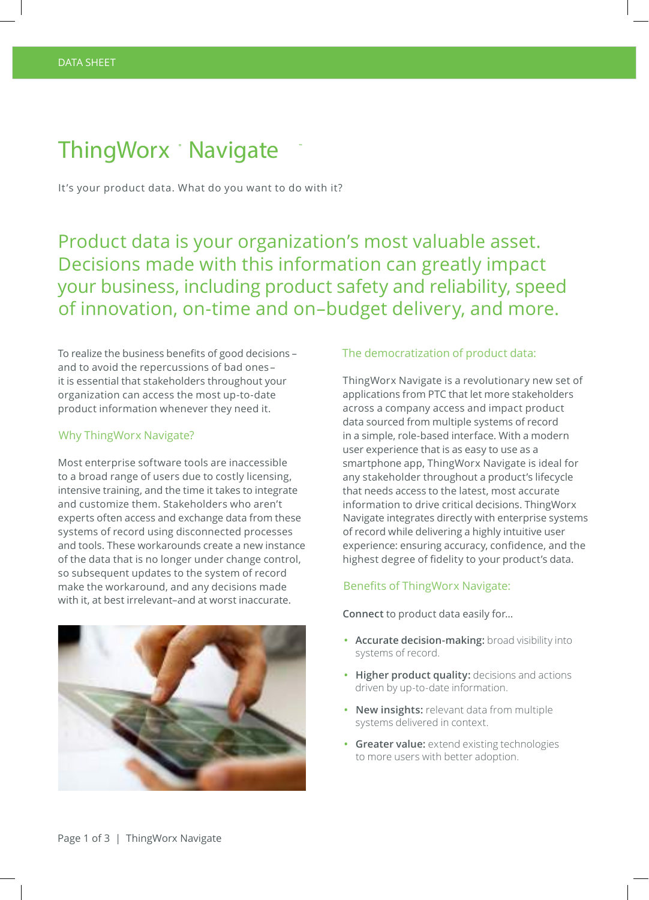DATA SHEET

# ThingWorx Navigate

It's your product data. What do you want to do with it?

## Product data is your organization's most valuable asset. Decisions made with this information can greatly impact your business, including product safety and reliability, speed of innovation, on-time and on–budget delivery, and more.

To realize the business benefits of good decisions – and to avoid the repercussions of bad ones – it is essential that stakeholders throughout your organization can access the most up-to-date product information whenever they need it.

### Why ThingWorx Navigate?

Most enterprise software tools are inaccessible to a broad range of users due to costly licensing, intensive training, and the time it takes to integrate and customize them. Stakeholders who aren't experts often access and exchange data from these systems of record using disconnected processes and tools. These workarounds create a new instance of the data that is no longer under change control, so subsequent updates to the system of record make the workaround, and any decisions made with it, at best irrelevant–and at worst inaccurate.

### The democratization of product data:

ThingWorx Navigate is a revolutionary new set of applications from PTC that let more stakeholders across a company access and impact product data sourced from multiple systems of record in a simple, role-based interface. With a modern user experience that is as easy to use as a smartphone app, ThingWorx Navigate is ideal for any stakeholder throughout a product's lifecycle that needs access to the latest, most accurate information to drive critical decisions. ThingWorx Navigate integrates directly with enterprise systems of record while delivering a highly intuitive user experience: ensuring accuracy, confidence, and the highest degree of fidelity to your product's data.

### Benefits of ThingWorx Navigate:

**Connect** to product data easily for...

- **Accurate decision-making:** broad visibility into systems of record.
- **Higher product quality:** decisions and actions driven by up-to-date information.
- **New insights:** relevant data from multiple systems delivered in context.
- **Greater value:** extend existing technologies to more users with better adoption.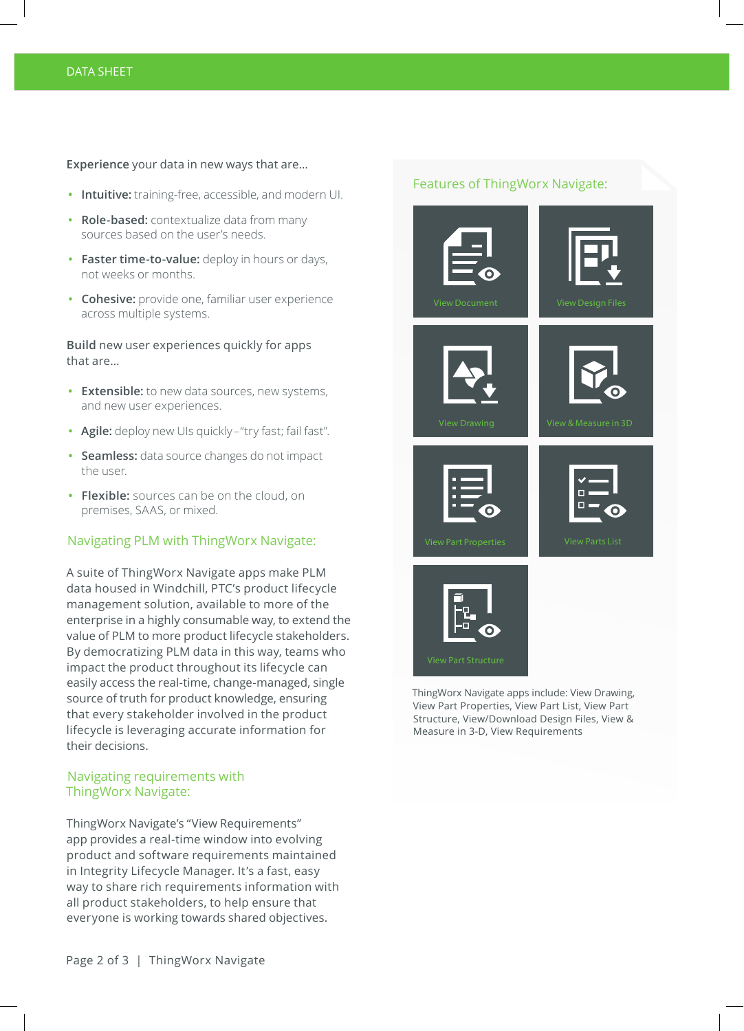Experience your data in new ways that are...

- **Intuitive:** training-free, accessible, and modern UI.
- **Role-based:** contextualize data from many sources based on the user's needs.
- **Faster time-to-value:** deploy in hours or days, not weeks or months.
- **Cohesive:** provide one, familiar user experience across multiple systems.

Build new user experiences quickly for apps that are...

- **Extensible:** to new data sources, new systems, and new user experiences.
- **Agile:** deploy new UIs quickly–"try fast; fail fast".
- **Seamless:** data source changes do not impact the user.
- **Flexible:** sources can be on the cloud, on premises, SAAS, or mixed.

## Navigating PLM with ThingWorx Navigate:

A suite of ThingWorx Navigate apps make PLM data housed in Windchill, PTC's product lifecycle management solution, available to more of the enterprise in a highly consumable way, to extend the value of PLM to more product lifecycle stakeholders. By democratizing PLM data in this way, teams who impact the product throughout its lifecycle can easily access the real-time, change-managed, single source of truth for product knowledge, ensuring that every stakeholder involved in the product lifecycle is leveraging accurate information for their decisions.

## Navigating requirements with ThingWorx Navigate:

ThingWorx Navigate's "View Requirements" app provides a real-time window into evolving product and software requirements maintained in Integrity Lifecycle Manager. It's a fast, easy way to share rich requirements information with all product stakeholders, to help ensure that everyone is working towards shared objectives.

## Features of ThingWorx Navigate:

- View Document
- View Design Files
- View Drawing
- View & Measure in 3D
- View Part Properties
- View Parts List
- View Part Structure

ThingWorx Navigate apps include: View Drawing, View Part Properties, View Part List, View Part Structure, View/Download Design Files, View & Measure in 3-D, View Requirements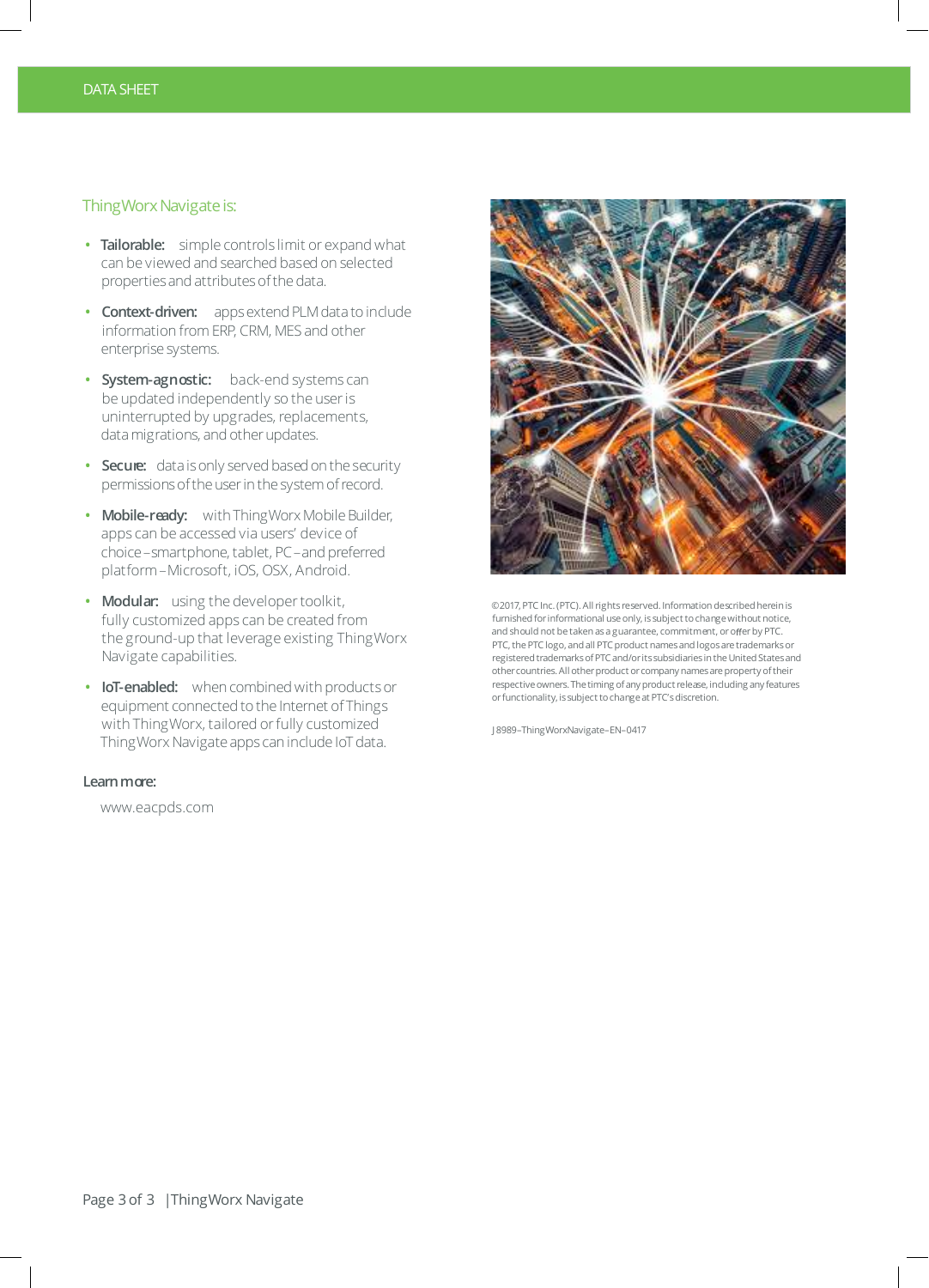## ThingWorx Navigate is:

- **Tailorable:** simple controls limit or expand what can be viewed and searched based on selected properties and attributes of the data.
- **Context-driven:** apps extend PLM data to include information from ERP, CRM, MES and other enterprise systems.
- **System-agnostic:** back-end systems can be updated independently so the user is uninterrupted by upgrades, replacements, data migrations, and other updates.
- **Secure:** data is only served based on the security permissions of the user in the system of record.
- **Mobile-ready:** with ThingWorx Mobile Builder, apps can be accessed via users' device of choice – smartphone, tablet, PC – and preferred platform – Microsoft, iOS, OSX, Android.
- **Modular:** using the developer toolkit, fully customized apps can be created from the ground-up that leverage existing ThingWorx Navigate capabilities.
- **IoT-enabled:** when combined with products or equipment connected to the Internet of Things with ThingWorx, tailored or fully customized ThingWorx Navigate apps can include IoT data.

**Learn more:**

www.eacpds.com

© 2017, PTC Inc. (PTC). All rights reserved. Information described herein is furnished for informational use only, is subject to change without notice, and should not be taken as a guarantee, commitment, or offer by PTC. PTC, the PTC logo, and all PTC product names and logos are trademarks or registered trademarks of PTC and/or its subsidiaries in the United States and other countries. All other product or company names are property of their respective owners. The timing of any product release, including any features or functionality, is subject to change at PTC's discretion.

J8989–ThingWorxNavigate–EN–0417